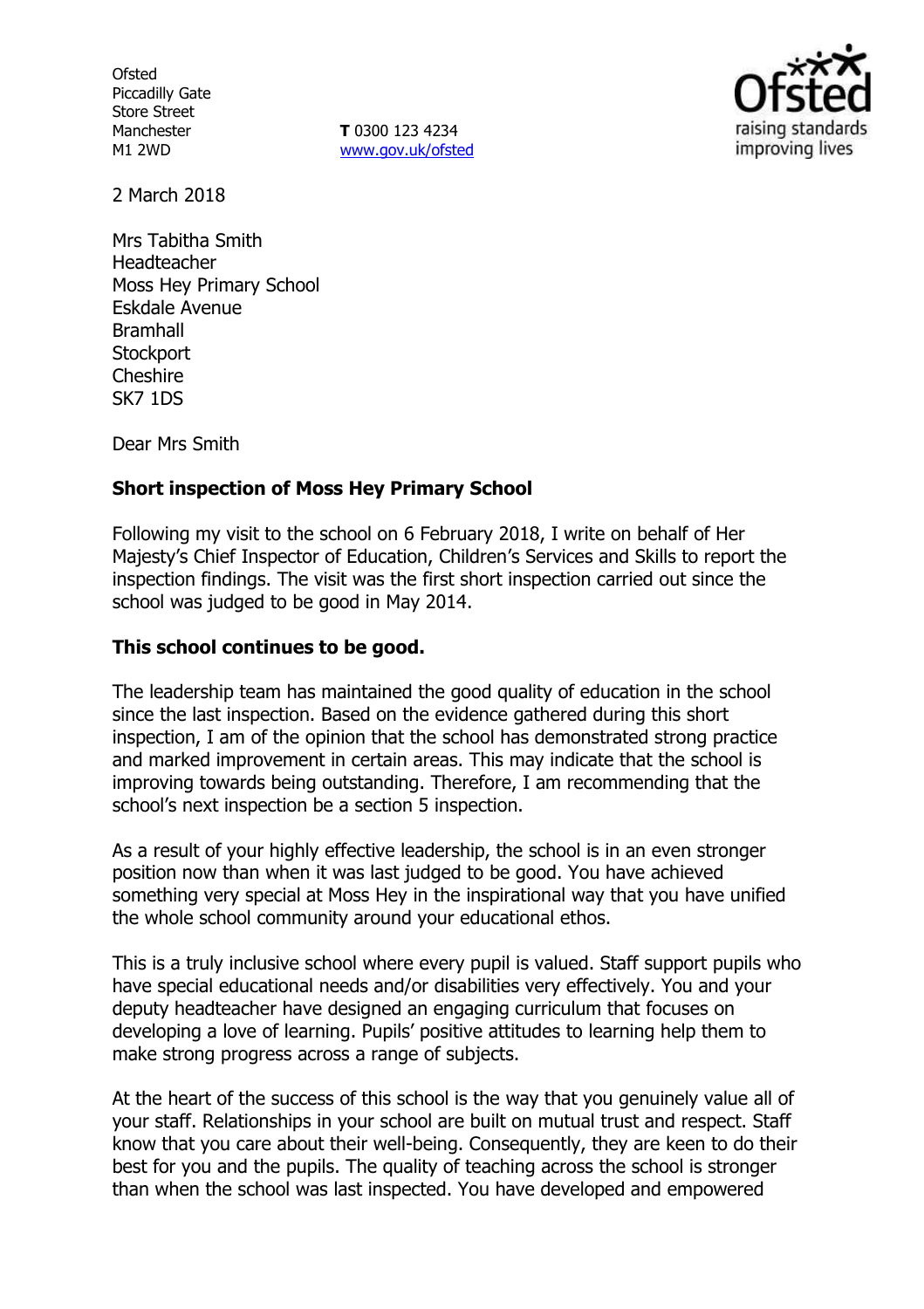Ofsted
Piccadilly Gate
Store Street
Manchester
M1 2WD

**T** 0300 123 4234
www.gov.uk/ofsted

2 March 2018

Mrs Tabitha Smith
Headteacher
Moss Hey Primary School
Eskdale Avenue
Bramhall
Stockport
Cheshire
SK7 1DS

Dear Mrs Smith

**Short inspection of Moss Hey Primary School**

Following my visit to the school on 6 February 2018, I write on behalf of Her Majesty's Chief Inspector of Education, Children's Services and Skills to report the inspection findings. The visit was the first short inspection carried out since the school was judged to be good in May 2014.

**This school continues to be good.**

The leadership team has maintained the good quality of education in the school since the last inspection. Based on the evidence gathered during this short inspection, I am of the opinion that the school has demonstrated strong practice and marked improvement in certain areas. This may indicate that the school is improving towards being outstanding. Therefore, I am recommending that the school's next inspection be a section 5 inspection.

As a result of your highly effective leadership, the school is in an even stronger position now than when it was last judged to be good. You have achieved something very special at Moss Hey in the inspirational way that you have unified the whole school community around your educational ethos.

This is a truly inclusive school where every pupil is valued. Staff support pupils who have special educational needs and/or disabilities very effectively. You and your deputy headteacher have designed an engaging curriculum that focuses on developing a love of learning. Pupils' positive attitudes to learning help them to make strong progress across a range of subjects.

At the heart of the success of this school is the way that you genuinely value all of your staff. Relationships in your school are built on mutual trust and respect. Staff know that you care about their well-being. Consequently, they are keen to do their best for you and the pupils. The quality of teaching across the school is stronger than when the school was last inspected. You have developed and empowered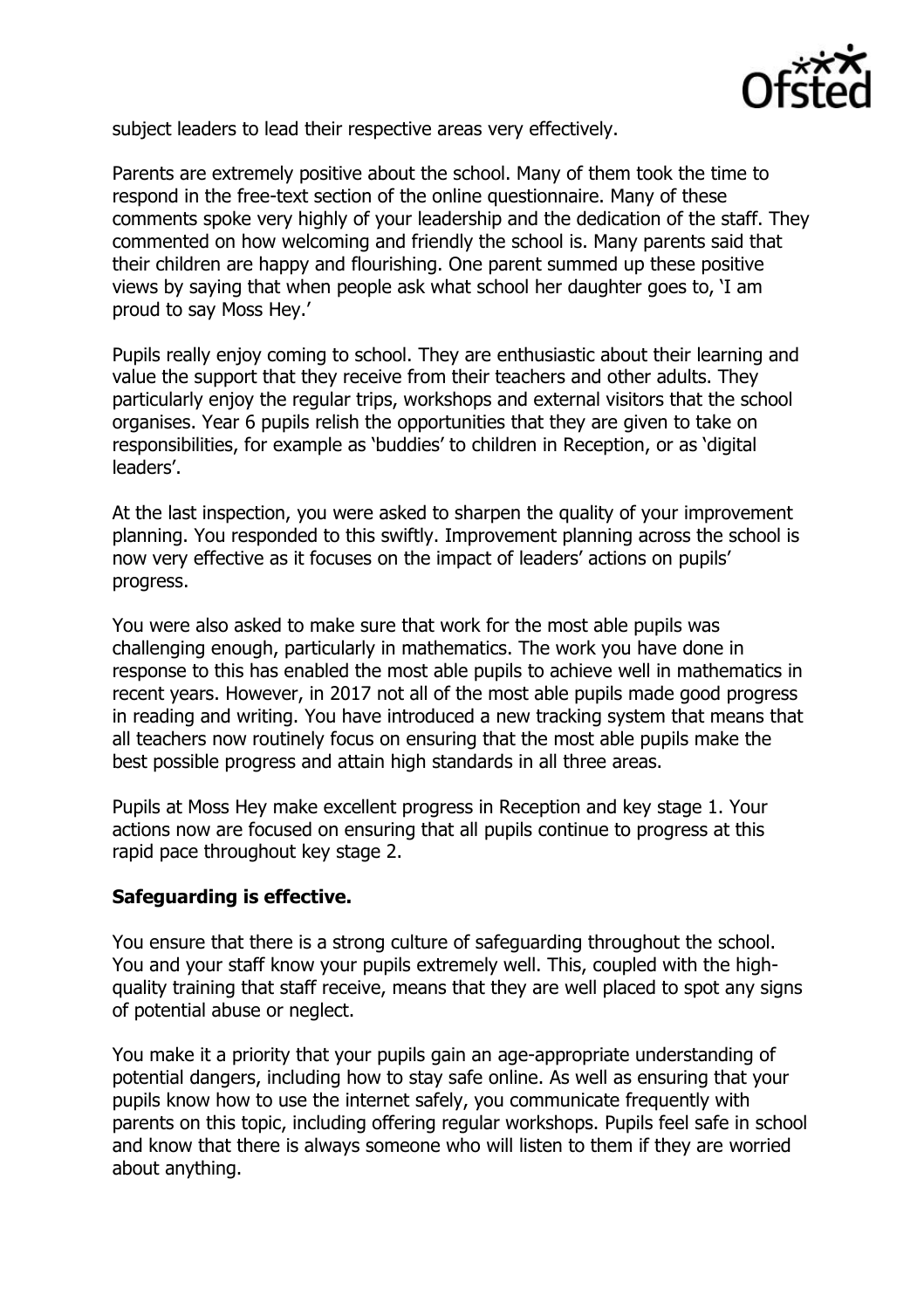subject leaders to lead their respective areas very effectively.

Parents are extremely positive about the school. Many of them took the time to respond in the free-text section of the online questionnaire. Many of these comments spoke very highly of your leadership and the dedication of the staff. They commented on how welcoming and friendly the school is. Many parents said that their children are happy and flourishing. One parent summed up these positive views by saying that when people ask what school her daughter goes to, 'I am proud to say Moss Hey.'

Pupils really enjoy coming to school. They are enthusiastic about their learning and value the support that they receive from their teachers and other adults. They particularly enjoy the regular trips, workshops and external visitors that the school organises. Year 6 pupils relish the opportunities that they are given to take on responsibilities, for example as 'buddies' to children in Reception, or as 'digital leaders'.

At the last inspection, you were asked to sharpen the quality of your improvement planning. You responded to this swiftly. Improvement planning across the school is now very effective as it focuses on the impact of leaders' actions on pupils' progress.

You were also asked to make sure that work for the most able pupils was challenging enough, particularly in mathematics. The work you have done in response to this has enabled the most able pupils to achieve well in mathematics in recent years. However, in 2017 not all of the most able pupils made good progress in reading and writing. You have introduced a new tracking system that means that all teachers now routinely focus on ensuring that the most able pupils make the best possible progress and attain high standards in all three areas.

Pupils at Moss Hey make excellent progress in Reception and key stage 1. Your actions now are focused on ensuring that all pupils continue to progress at this rapid pace throughout key stage 2.

**Safeguarding is effective.**

You ensure that there is a strong culture of safeguarding throughout the school. You and your staff know your pupils extremely well. This, coupled with the high-quality training that staff receive, means that they are well placed to spot any signs of potential abuse or neglect.

You make it a priority that your pupils gain an age-appropriate understanding of potential dangers, including how to stay safe online. As well as ensuring that your pupils know how to use the internet safely, you communicate frequently with parents on this topic, including offering regular workshops. Pupils feel safe in school and know that there is always someone who will listen to them if they are worried about anything.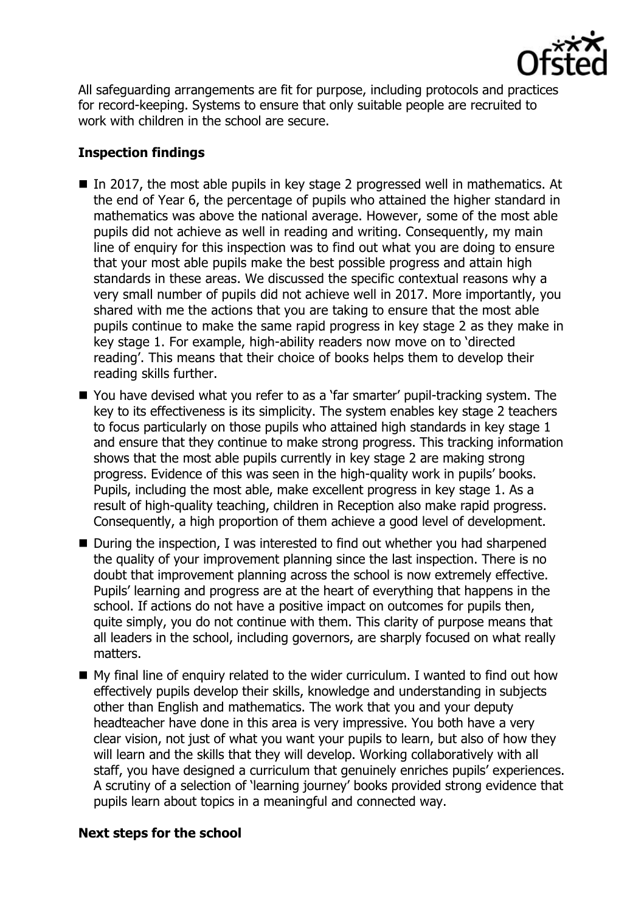All safeguarding arrangements are fit for purpose, including protocols and practices for record-keeping. Systems to ensure that only suitable people are recruited to work with children in the school are secure.

**Inspection findings**

- In 2017, the most able pupils in key stage 2 progressed well in mathematics. At the end of Year 6, the percentage of pupils who attained the higher standard in mathematics was above the national average. However, some of the most able pupils did not achieve as well in reading and writing. Consequently, my main line of enquiry for this inspection was to find out what you are doing to ensure that your most able pupils make the best possible progress and attain high standards in these areas. We discussed the specific contextual reasons why a very small number of pupils did not achieve well in 2017. More importantly, you shared with me the actions that you are taking to ensure that the most able pupils continue to make the same rapid progress in key stage 2 as they make in key stage 1. For example, high-ability readers now move on to 'directed reading'. This means that their choice of books helps them to develop their reading skills further.
- You have devised what you refer to as a 'far smarter' pupil-tracking system. The key to its effectiveness is its simplicity. The system enables key stage 2 teachers to focus particularly on those pupils who attained high standards in key stage 1 and ensure that they continue to make strong progress. This tracking information shows that the most able pupils currently in key stage 2 are making strong progress. Evidence of this was seen in the high-quality work in pupils' books. Pupils, including the most able, make excellent progress in key stage 1. As a result of high-quality teaching, children in Reception also make rapid progress. Consequently, a high proportion of them achieve a good level of development.
- During the inspection, I was interested to find out whether you had sharpened the quality of your improvement planning since the last inspection. There is no doubt that improvement planning across the school is now extremely effective. Pupils' learning and progress are at the heart of everything that happens in the school. If actions do not have a positive impact on outcomes for pupils then, quite simply, you do not continue with them. This clarity of purpose means that all leaders in the school, including governors, are sharply focused on what really matters.
- My final line of enquiry related to the wider curriculum. I wanted to find out how effectively pupils develop their skills, knowledge and understanding in subjects other than English and mathematics. The work that you and your deputy headteacher have done in this area is very impressive. You both have a very clear vision, not just of what you want your pupils to learn, but also of how they will learn and the skills that they will develop. Working collaboratively with all staff, you have designed a curriculum that genuinely enriches pupils' experiences. A scrutiny of a selection of 'learning journey' books provided strong evidence that pupils learn about topics in a meaningful and connected way.

**Next steps for the school**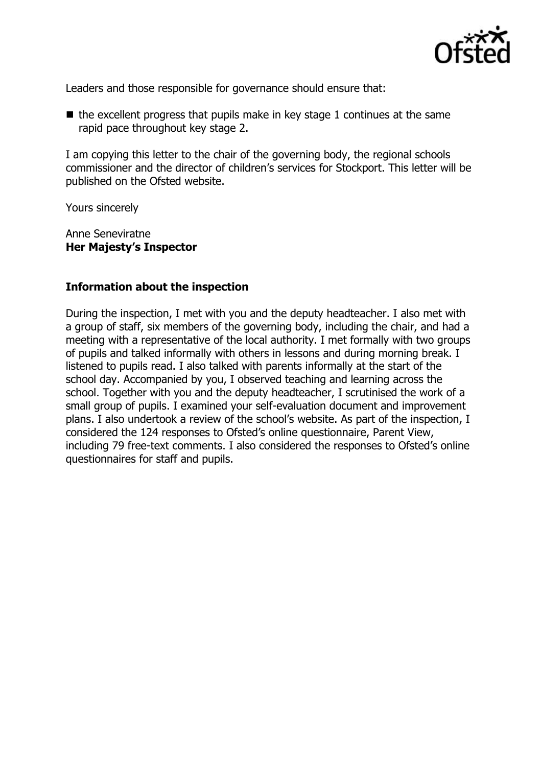Leaders and those responsible for governance should ensure that:

- the excellent progress that pupils make in key stage 1 continues at the same rapid pace throughout key stage 2.

I am copying this letter to the chair of the governing body, the regional schools commissioner and the director of children's services for Stockport. This letter will be published on the Ofsted website.

Yours sincerely

Anne Seneviratne
**Her Majesty's Inspector**

### Information about the inspection

During the inspection, I met with you and the deputy headteacher. I also met with a group of staff, six members of the governing body, including the chair, and had a meeting with a representative of the local authority. I met formally with two groups of pupils and talked informally with others in lessons and during morning break. I listened to pupils read. I also talked with parents informally at the start of the school day. Accompanied by you, I observed teaching and learning across the school. Together with you and the deputy headteacher, I scrutinised the work of a small group of pupils. I examined your self-evaluation document and improvement plans. I also undertook a review of the school's website. As part of the inspection, I considered the 124 responses to Ofsted's online questionnaire, Parent View, including 79 free-text comments. I also considered the responses to Ofsted's online questionnaires for staff and pupils.